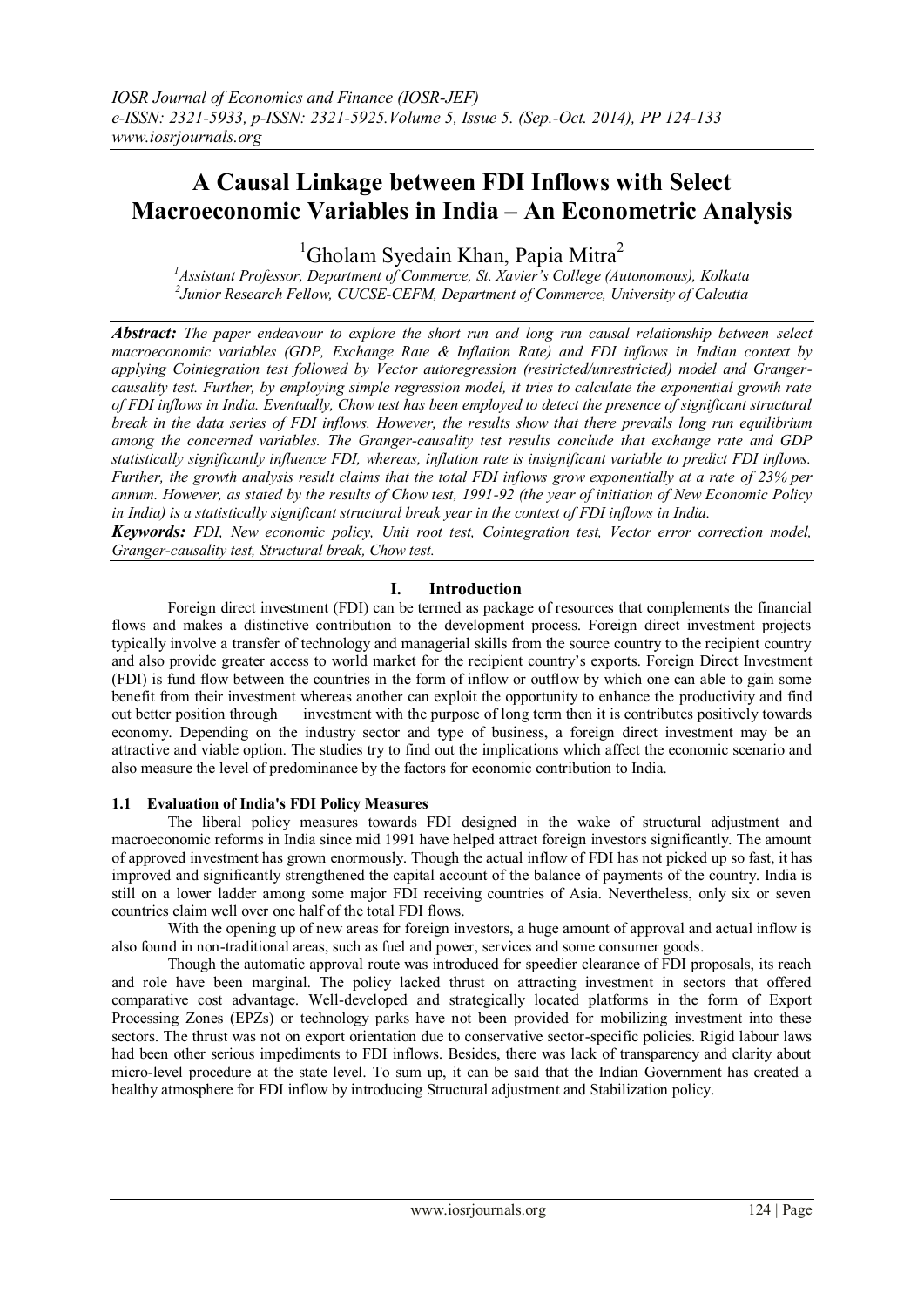# A Causal Linkage between FDI Inflows with Select Macroeconomic Variables in India – An Econometric Analysis

[1]Gholam Syedain Khan, Papia Mitra[2]

[1]*Assistant Professor, Department of Commerce, St. Xavier's College (Autonomous), Kolkata*
[2]*Junior Research Fellow, CUCSE-CEFM, Department of Commerce, University of Calcutta*

***Abstract:*** *The paper endeavour to explore the short run and long run causal relationship between select macroeconomic variables (GDP, Exchange Rate & Inflation Rate) and FDI inflows in Indian context by applying Cointegration test followed by Vector autoregression (restricted/unrestricted) model and Granger-causality test. Further, by employing simple regression model, it tries to calculate the exponential growth rate of FDI inflows in India. Eventually, Chow test has been employed to detect the presence of significant structural break in the data series of FDI inflows. However, the results show that there prevails long run equilibrium among the concerned variables. The Granger-causality test results conclude that exchange rate and GDP statistically significantly influence FDI, whereas, inflation rate is insignificant variable to predict FDI inflows. Further, the growth analysis result claims that the total FDI inflows grow exponentially at a rate of 23% per annum. However, as stated by the results of Chow test, 1991-92 (the year of initiation of New Economic Policy in India) is a statistically significant structural break year in the context of FDI inflows in India.*

***Keywords:*** *FDI, New economic policy, Unit root test, Cointegration test, Vector error correction model, Granger-causality test, Structural break, Chow test.*

## I. Introduction

Foreign direct investment (FDI) can be termed as package of resources that complements the financial flows and makes a distinctive contribution to the development process. Foreign direct investment projects typically involve a transfer of technology and managerial skills from the source country to the recipient country and also provide greater access to world market for the recipient country's exports. Foreign Direct Investment (FDI) is fund flow between the countries in the form of inflow or outflow by which one can able to gain some benefit from their investment whereas another can exploit the opportunity to enhance the productivity and find out better position through investment with the purpose of long term then it is contributes positively towards economy. Depending on the industry sector and type of business, a foreign direct investment may be an attractive and viable option. The studies try to find out the implications which affect the economic scenario and also measure the level of predominance by the factors for economic contribution to India.

### 1.1 Evaluation of India's FDI Policy Measures

The liberal policy measures towards FDI designed in the wake of structural adjustment and macroeconomic reforms in India since mid 1991 have helped attract foreign investors significantly. The amount of approved investment has grown enormously. Though the actual inflow of FDI has not picked up so fast, it has improved and significantly strengthened the capital account of the balance of payments of the country. India is still on a lower ladder among some major FDI receiving countries of Asia. Nevertheless, only six or seven countries claim well over one half of the total FDI flows.

With the opening up of new areas for foreign investors, a huge amount of approval and actual inflow is also found in non-traditional areas, such as fuel and power, services and some consumer goods.

Though the automatic approval route was introduced for speedier clearance of FDI proposals, its reach and role have been marginal. The policy lacked thrust on attracting investment in sectors that offered comparative cost advantage. Well-developed and strategically located platforms in the form of Export Processing Zones (EPZs) or technology parks have not been provided for mobilizing investment into these sectors. The thrust was not on export orientation due to conservative sector-specific policies. Rigid labour laws had been other serious impediments to FDI inflows. Besides, there was lack of transparency and clarity about micro-level procedure at the state level. To sum up, it can be said that the Indian Government has created a healthy atmosphere for FDI inflow by introducing Structural adjustment and Stabilization policy.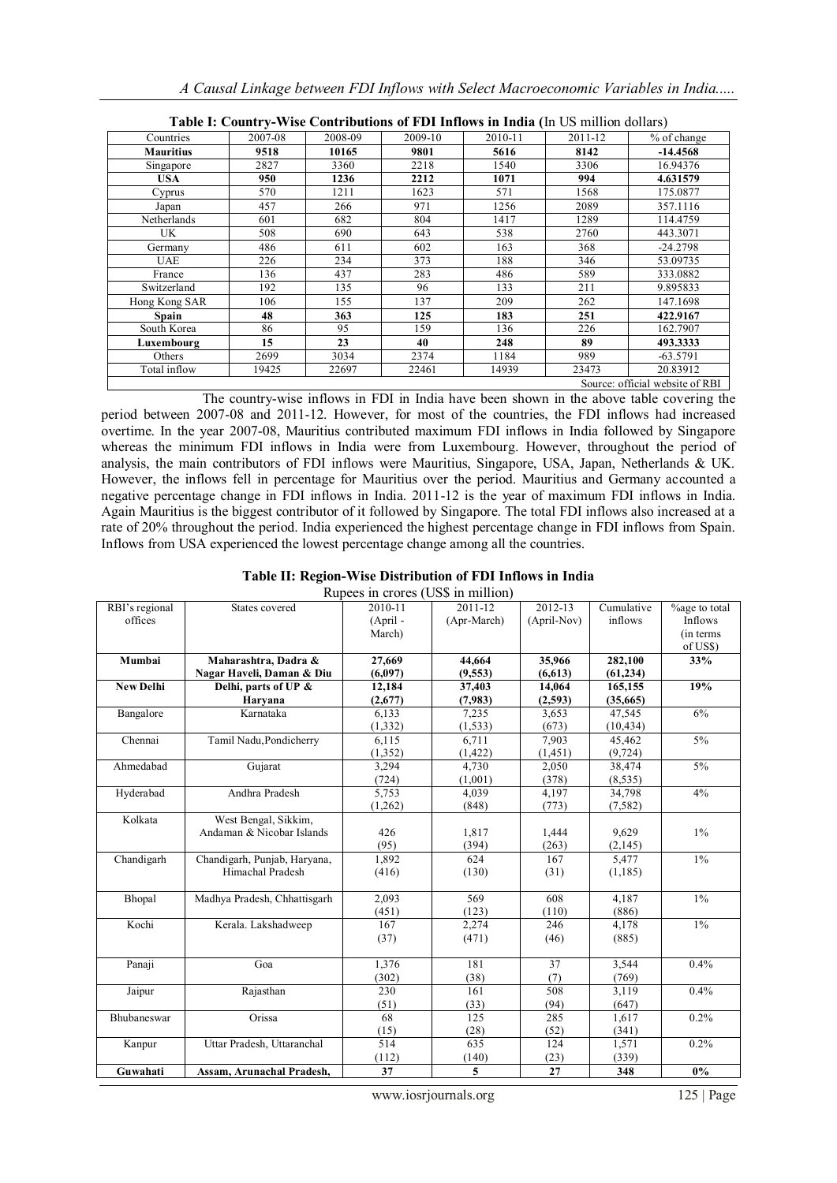**Table I: Country-Wise Contributions of FDI Inflows in India** (In US million dollars)

| Countries | 2007-08 | 2008-09 | 2009-10 | 2010-11 | 2011-12 | % of change |
|---|---|---|---|---|---|---|
| **Mauritius** | **9518** | **10165** | **9801** | **5616** | **8142** | **-14.4568** |
| Singapore | 2827 | 3360 | 2218 | 1540 | 3306 | 16.94376 |
| **USA** | **950** | **1236** | **2212** | **1071** | **994** | **4.631579** |
| Cyprus | 570 | 1211 | 1623 | 571 | 1568 | 175.0877 |
| Japan | 457 | 266 | 971 | 1256 | 2089 | 357.1116 |
| Netherlands | 601 | 682 | 804 | 1417 | 1289 | 114.4759 |
| UK | 508 | 690 | 643 | 538 | 2760 | 443.3071 |
| Germany | 486 | 611 | 602 | 163 | 368 | -24.2798 |
| UAE | 226 | 234 | 373 | 188 | 346 | 53.09735 |
| France | 136 | 437 | 283 | 486 | 589 | 333.0882 |
| Switzerland | 192 | 135 | 96 | 133 | 211 | 9.895833 |
| Hong Kong SAR | 106 | 155 | 137 | 209 | 262 | 147.1698 |
| **Spain** | **48** | **363** | **125** | **183** | **251** | **422.9167** |
| South Korea | 86 | 95 | 159 | 136 | 226 | 162.7907 |
| **Luxembourg** | **15** | **23** | **40** | **248** | **89** | **493.3333** |
| Others | 2699 | 3034 | 2374 | 1184 | 989 | -63.5791 |
| Total inflow | 19425 | 22697 | 22461 | 14939 | 23473 | 20.83912 |

Source: official website of RBI

The country-wise inflows in FDI in India have been shown in the above table covering the period between 2007-08 and 2011-12. However, for most of the countries, the FDI inflows had increased overtime. In the year 2007-08, Mauritius contributed maximum FDI inflows in India followed by Singapore whereas the minimum FDI inflows in India were from Luxembourg. However, throughout the period of analysis, the main contributors of FDI inflows were Mauritius, Singapore, USA, Japan, Netherlands & UK. However, the inflows fell in percentage for Mauritius over the period. Mauritius and Germany accounted a negative percentage change in FDI inflows in India. 2011-12 is the year of maximum FDI inflows in India. Again Mauritius is the biggest contributor of it followed by Singapore. The total FDI inflows also increased at a rate of 20% throughout the period. India experienced the highest percentage change in FDI inflows from Spain. Inflows from USA experienced the lowest percentage change among all the countries.

**Table II: Region-Wise Distribution of FDI Inflows in India**

Rupees in crores (US$ in million)

| RBI's regional offices | States covered | 2010-11 (April - March) | 2011-12 (Apr-March) | 2012-13 (April-Nov) | Cumulative inflows | %age to total Inflows (in terms of US$) |
|---|---|---|---|---|---|---|
| **Mumbai** | **Maharashtra, Dadra & Nagar Haveli, Daman & Diu** | **27,669 (6,097)** | **44,664 (9,553)** | **35,966 (6,613)** | **282,100 (61,234)** | **33%** |
| **New Delhi** | **Delhi, parts of UP & Haryana** | **12,184 (2,677)** | **37,403 (7,983)** | **14,064 (2,593)** | **165,155 (35,665)** | **19%** |
| Bangalore | Karnataka | 6,133 (1,332) | 7,235 (1,533) | 3,653 (673) | 47,545 (10,434) | 6% |
| Chennai | Tamil Nadu,Pondicherry | 6,115 (1,352) | 6,711 (1,422) | 7,903 (1,451) | 45,462 (9,724) | 5% |
| Ahmedabad | Gujarat | 3,294 (724) | 4,730 (1,001) | 2,050 (378) | 38,474 (8,535) | 5% |
| Hyderabad | Andhra Pradesh | 5,753 (1,262) | 4,039 (848) | 4,197 (773) | 34,798 (7,582) | 4% |
| Kolkata | West Bengal, Sikkim, Andaman & Nicobar Islands | 426 (95) | 1,817 (394) | 1,444 (263) | 9,629 (2,145) | 1% |
| Chandigarh | Chandigarh, Punjab, Haryana, Himachal Pradesh | 1,892 (416) | 624 (130) | 167 (31) | 5,477 (1,185) | 1% |
| Bhopal | Madhya Pradesh, Chhattisgarh | 2,093 (451) | 569 (123) | 608 (110) | 4,187 (886) | 1% |
| Kochi | Kerala. Lakshadweep | 167 (37) | 2,274 (471) | 246 (46) | 4,178 (885) | 1% |
| Panaji | Goa | 1,376 (302) | 181 (38) | 37 (7) | 3,544 (769) | 0.4% |
| Jaipur | Rajasthan | 230 (51) | 161 (33) | 508 (94) | 3,119 (647) | 0.4% |
| Bhubaneswar | Orissa | 68 (15) | 125 (28) | 285 (52) | 1,617 (341) | 0.2% |
| Kanpur | Uttar Pradesh, Uttaranchal | 514 (112) | 635 (140) | 124 (23) | 1,571 (339) | 0.2% |
| **Guwahati** | **Assam, Arunachal Pradesh,** | **37** | **5** | **27** | **348** | **0%** |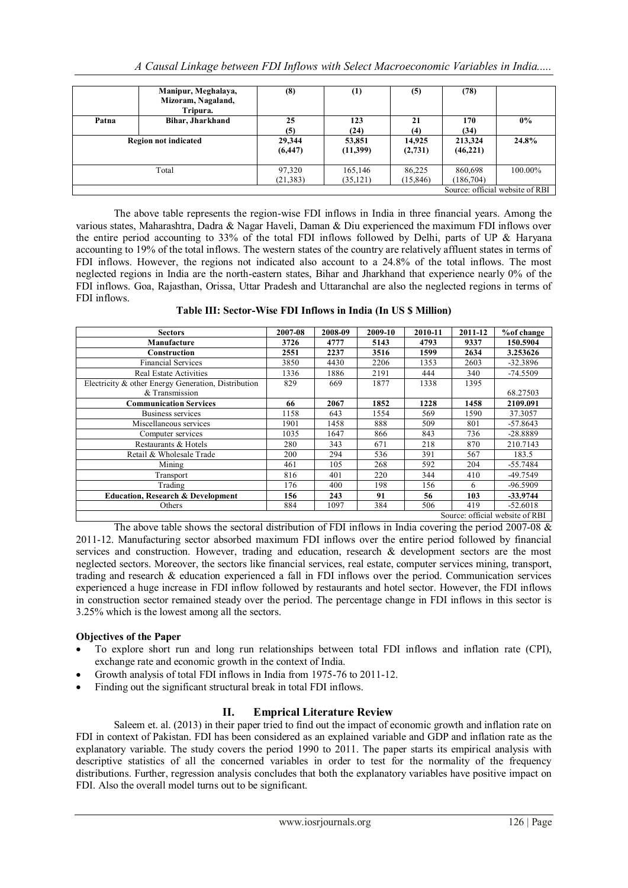| | | | | | | |
|---|---|---|---|---|---|---|
| | **Manipur, Meghalaya, Mizoram, Nagaland, Tripura.** | **(8)** | **(1)** | **(5)** | **(78)** | |
| **Patna** | **Bihar, Jharkhand** | **25 (5)** | **123 (24)** | **21 (4)** | **170 (34)** | **0%** |
| **Region not indicated** | | **29,344 (6,447)** | **53,851 (11,399)** | **14,925 (2,731)** | **213,324 (46,221)** | **24.8%** |
| Total | | 97,320 (21,383) | 165,146 (35,121) | 86,225 (15,846) | 860,698 (186,704) | 100.00% |

Source: official website of RBI

The above table represents the region-wise FDI inflows in India in three financial years. Among the various states, Maharashtra, Dadra & Nagar Haveli, Daman & Diu experienced the maximum FDI inflows over the entire period accounting to 33% of the total FDI inflows followed by Delhi, parts of UP & Haryana accounting to 19% of the total inflows. The western states of the country are relatively affluent states in terms of FDI inflows. However, the regions not indicated also account to a 24.8% of the total inflows. The most neglected regions in India are the north-eastern states, Bihar and Jharkhand that experience nearly 0% of the FDI inflows. Goa, Rajasthan, Orissa, Uttar Pradesh and Uttaranchal are also the neglected regions in terms of FDI inflows.

**Table III: Sector-Wise FDI Inflows in India (In US $ Million)**

| Sectors | 2007-08 | 2008-09 | 2009-10 | 2010-11 | 2011-12 | %of change |
|---|---|---|---|---|---|---|
| **Manufacture** | **3726** | **4777** | **5143** | **4793** | **9337** | **150.5904** |
| **Construction** | **2551** | **2237** | **3516** | **1599** | **2634** | **3.253626** |
| Financial Services | 3850 | 4430 | 2206 | 1353 | 2603 | -32.3896 |
| Real Estate Activities | 1336 | 1886 | 2191 | 444 | 340 | -74.5509 |
| Electricity & other Energy Generation, Distribution & Transmission | 829 | 669 | 1877 | 1338 | 1395 | 68.27503 |
| **Communication Services** | **66** | **2067** | **1852** | **1228** | **1458** | **2109.091** |
| Business services | 1158 | 643 | 1554 | 569 | 1590 | 37.3057 |
| Miscellaneous services | 1901 | 1458 | 888 | 509 | 801 | -57.8643 |
| Computer services | 1035 | 1647 | 866 | 843 | 736 | -28.8889 |
| Restaurants & Hotels | 280 | 343 | 671 | 218 | 870 | 210.7143 |
| Retail & Wholesale Trade | 200 | 294 | 536 | 391 | 567 | 183.5 |
| Mining | 461 | 105 | 268 | 592 | 204 | -55.7484 |
| Transport | 816 | 401 | 220 | 344 | 410 | -49.7549 |
| Trading | 176 | 400 | 198 | 156 | 6 | -96.5909 |
| **Education, Research & Development** | **156** | **243** | **91** | **56** | **103** | **-33.9744** |
| Others | 884 | 1097 | 384 | 506 | 419 | -52.6018 |

Source: official website of RBI

The above table shows the sectoral distribution of FDI inflows in India covering the period 2007-08 & 2011-12. Manufacturing sector absorbed maximum FDI inflows over the entire period followed by financial services and construction. However, trading and education, research & development sectors are the most neglected sectors. Moreover, the sectors like financial services, real estate, computer services mining, transport, trading and research & education experienced a fall in FDI inflows over the period. Communication services experienced a huge increase in FDI inflow followed by restaurants and hotel sector. However, the FDI inflows in construction sector remained steady over the period. The percentage change in FDI inflows in this sector is 3.25% which is the lowest among all the sectors.

**Objectives of the Paper**

- To explore short run and long run relationships between total FDI inflows and inflation rate (CPI), exchange rate and economic growth in the context of India.
- Growth analysis of total FDI inflows in India from 1975-76 to 2011-12.
- Finding out the significant structural break in total FDI inflows.

## II. Emprical Literature Review

Saleem et. al. (2013) in their paper tried to find out the impact of economic growth and inflation rate on FDI in context of Pakistan. FDI has been considered as an explained variable and GDP and inflation rate as the explanatory variable. The study covers the period 1990 to 2011. The paper starts its empirical analysis with descriptive statistics of all the concerned variables in order to test for the normality of the frequency distributions. Further, regression analysis concludes that both the explanatory variables have positive impact on FDI. Also the overall model turns out to be significant.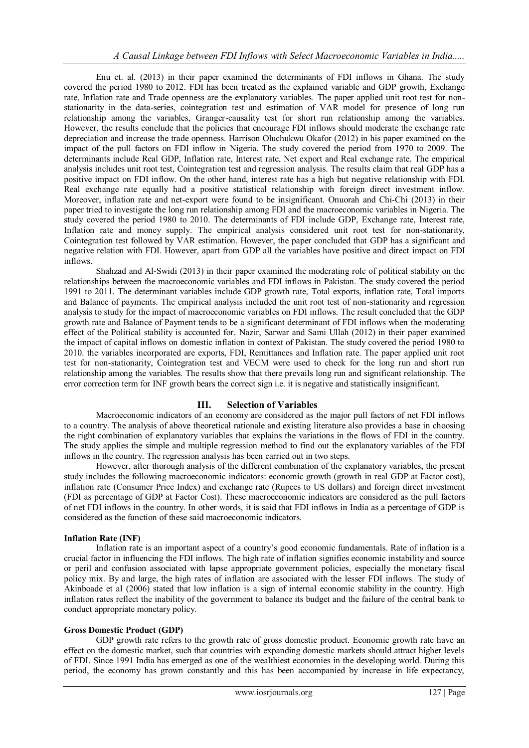Enu et. al. (2013) in their paper examined the determinants of FDI inflows in Ghana. The study covered the period 1980 to 2012. FDI has been treated as the explained variable and GDP growth, Exchange rate, Inflation rate and Trade openness are the explanatory variables. The paper applied unit root test for non-stationarity in the data-series, cointegration test and estimation of VAR model for presence of long run relationship among the variables, Granger-causality test for short run relationship among the variables. However, the results conclude that the policies that encourage FDI inflows should moderate the exchange rate depreciation and increase the trade openness. Harrison Oluchukwu Okafor (2012) in his paper examined on the impact of the pull factors on FDI inflow in Nigeria. The study covered the period from 1970 to 2009. The determinants include Real GDP, Inflation rate, Interest rate, Net export and Real exchange rate. The empirical analysis includes unit root test, Cointegration test and regression analysis. The results claim that real GDP has a positive impact on FDI inflow. On the other hand, interest rate has a high but negative relationship with FDI. Real exchange rate equally had a positive statistical relationship with foreign direct investment inflow. Moreover, inflation rate and net-export were found to be insignificant. Onuorah and Chi-Chi (2013) in their paper tried to investigate the long run relationship among FDI and the macroeconomic variables in Nigeria. The study covered the period 1980 to 2010. The determinants of FDI include GDP, Exchange rate, Interest rate, Inflation rate and money supply. The empirical analysis considered unit root test for non-stationarity, Cointegration test followed by VAR estimation. However, the paper concluded that GDP has a significant and negative relation with FDI. However, apart from GDP all the variables have positive and direct impact on FDI inflows.

Shahzad and Al-Swidi (2013) in their paper examined the moderating role of political stability on the relationships between the macroeconomic variables and FDI inflows in Pakistan. The study covered the period 1991 to 2011. The determinant variables include GDP growth rate, Total exports, inflation rate, Total imports and Balance of payments. The empirical analysis included the unit root test of non-stationarity and regression analysis to study for the impact of macroeconomic variables on FDI inflows. The result concluded that the GDP growth rate and Balance of Payment tends to be a significant determinant of FDI inflows when the moderating effect of the Political stability is accounted for. Nazir, Sarwar and Sami Ullah (2012) in their paper examined the impact of capital inflows on domestic inflation in context of Pakistan. The study covered the period 1980 to 2010. the variables incorporated are exports, FDI, Remittances and Inflation rate. The paper applied unit root test for non-stationarity, Cointegration test and VECM were used to check for the long run and short run relationship among the variables. The results show that there prevails long run and significant relationship. The error correction term for INF growth bears the correct sign i.e. it is negative and statistically insignificant.

## III. Selection of Variables

Macroeconomic indicators of an economy are considered as the major pull factors of net FDI inflows to a country. The analysis of above theoretical rationale and existing literature also provides a base in choosing the right combination of explanatory variables that explains the variations in the flows of FDI in the country. The study applies the simple and multiple regression method to find out the explanatory variables of the FDI inflows in the country. The regression analysis has been carried out in two steps.

However, after thorough analysis of the different combination of the explanatory variables, the present study includes the following macroeconomic indicators: economic growth (growth in real GDP at Factor cost), inflation rate (Consumer Price Index) and exchange rate (Rupees to US dollars) and foreign direct investment (FDI as percentage of GDP at Factor Cost). These macroeconomic indicators are considered as the pull factors of net FDI inflows in the country. In other words, it is said that FDI inflows in India as a percentage of GDP is considered as the function of these said macroeconomic indicators.

**Inflation Rate (INF)**

Inflation rate is an important aspect of a country's good economic fundamentals. Rate of inflation is a crucial factor in influencing the FDI inflows. The high rate of inflation signifies economic instability and source or peril and confusion associated with lapse appropriate government policies, especially the monetary fiscal policy mix. By and large, the high rates of inflation are associated with the lesser FDI inflows. The study of Akinboade et al (2006) stated that low inflation is a sign of internal economic stability in the country. High inflation rates reflect the inability of the government to balance its budget and the failure of the central bank to conduct appropriate monetary policy.

**Gross Domestic Product (GDP)**

GDP growth rate refers to the growth rate of gross domestic product. Economic growth rate have an effect on the domestic market, such that countries with expanding domestic markets should attract higher levels of FDI. Since 1991 India has emerged as one of the wealthiest economies in the developing world. During this period, the economy has grown constantly and this has been accompanied by increase in life expectancy,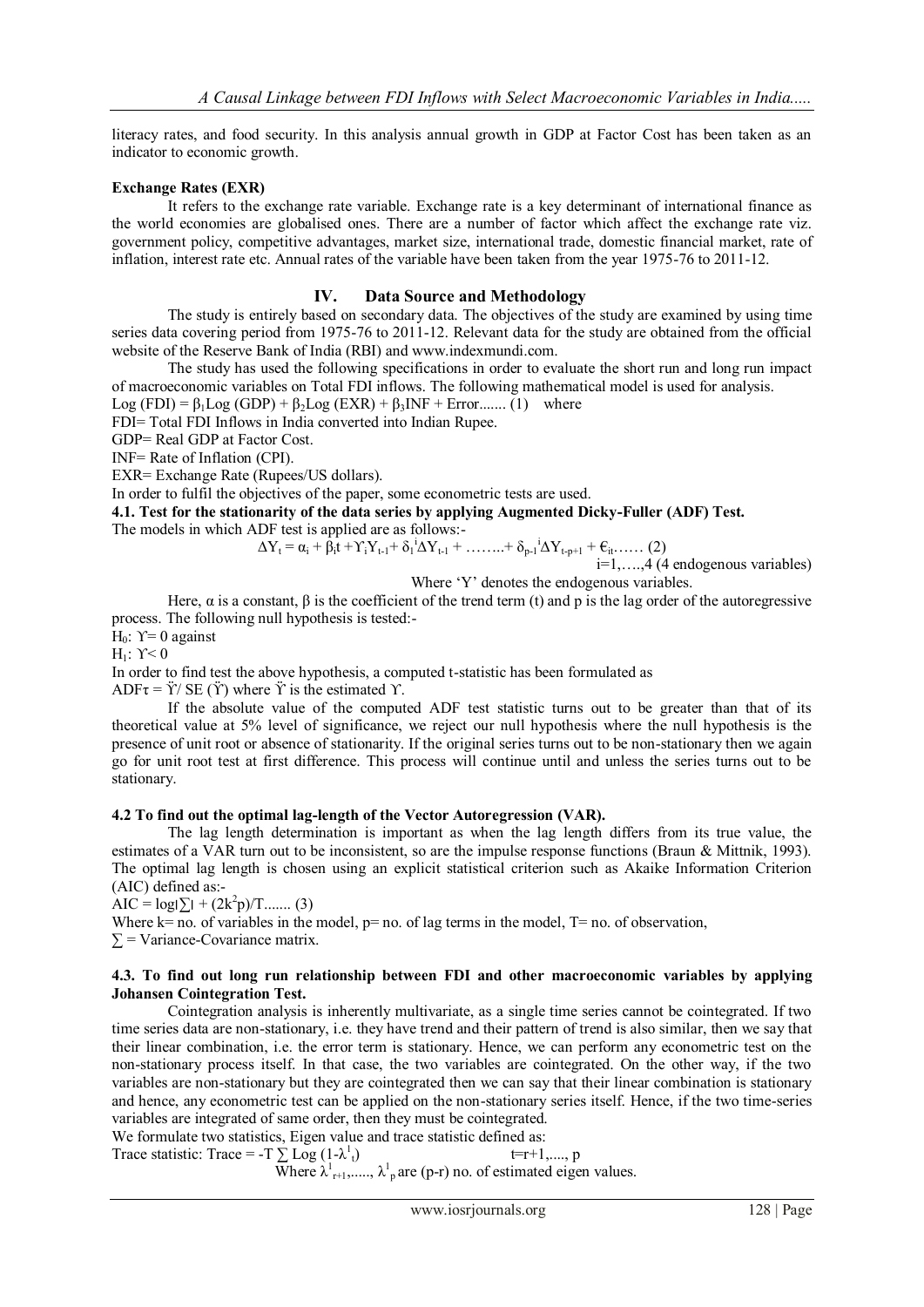literacy rates, and food security. In this analysis annual growth in GDP at Factor Cost has been taken as an indicator to economic growth.

**Exchange Rates (EXR)**

It refers to the exchange rate variable. Exchange rate is a key determinant of international finance as the world economies are globalised ones. There are a number of factor which affect the exchange rate viz. government policy, competitive advantages, market size, international trade, domestic financial market, rate of inflation, interest rate etc. Annual rates of the variable have been taken from the year 1975-76 to 2011-12.

## IV. Data Source and Methodology

The study is entirely based on secondary data. The objectives of the study are examined by using time series data covering period from 1975-76 to 2011-12. Relevant data for the study are obtained from the official website of the Reserve Bank of India (RBI) and www.indexmundi.com.

The study has used the following specifications in order to evaluate the short run and long run impact of macroeconomic variables on Total FDI inflows. The following mathematical model is used for analysis.

$\text{Log (FDI)} = \beta_1 \text{Log (GDP)} + \beta_2 \text{Log (EXR)} + \beta_3 \text{INF} + \text{Error}$....... (1) where

FDI= Total FDI Inflows in India converted into Indian Rupee.

GDP= Real GDP at Factor Cost.

INF= Rate of Inflation (CPI).

EXR= Exchange Rate (Rupees/US dollars).

In order to fulfil the objectives of the paper, some econometric tests are used.

**4.1. Test for the stationarity of the data series by applying Augmented Dicky-Fuller (ADF) Test.**

The models in which ADF test is applied are as follows:-

$$\Delta Y_t = \alpha_i + \beta_i t + \Upsilon_i Y_{t-1} + \delta_1^{\,i} \Delta Y_{t-1} + \ldots\ldots + \delta_{p-1}^{\,i} \Delta Y_{t-p+1} + \epsilon_{it} \ldots\ldots (2)$$

i=1,….,4 (4 endogenous variables)

Where 'Y' denotes the endogenous variables.

Here, $\alpha$ is a constant, $\beta$ is the coefficient of the trend term (t) and p is the lag order of the autoregressive process. The following null hypothesis is tested:-

$H_0$: $\Upsilon = 0$ against

$H_1$: $\Upsilon < 0$

In order to find test the above hypothesis, a computed t-statistic has been formulated as

$ADF\tau = \ddot{\Upsilon} / SE(\ddot{\Upsilon})$ where $\ddot{\Upsilon}$ is the estimated $\Upsilon$.

If the absolute value of the computed ADF test statistic turns out to be greater than that of its theoretical value at 5% level of significance, we reject our null hypothesis where the null hypothesis is the presence of unit root or absence of stationarity. If the original series turns out to be non-stationary then we again go for unit root test at first difference. This process will continue until and unless the series turns out to be stationary.

**4.2 To find out the optimal lag-length of the Vector Autoregression (VAR).**

The lag length determination is important as when the lag length differs from its true value, the estimates of a VAR turn out to be inconsistent, so are the impulse response functions (Braun & Mittnik, 1993). The optimal lag length is chosen using an explicit statistical criterion such as Akaike Information Criterion (AIC) defined as:-

$AIC = \log|\sum| + (2k^2p)/T$....... (3)

Where k= no. of variables in the model, p= no. of lag terms in the model, T= no. of observation,

$\sum$ = Variance-Covariance matrix.

**4.3. To find out long run relationship between FDI and other macroeconomic variables by applying Johansen Cointegration Test.**

Cointegration analysis is inherently multivariate, as a single time series cannot be cointegrated. If two time series data are non-stationary, i.e. they have trend and their pattern of trend is also similar, then we say that their linear combination, i.e. the error term is stationary. Hence, we can perform any econometric test on the non-stationary process itself. In that case, the two variables are cointegrated. On the other way, if the two variables are non-stationary but they are cointegrated then we can say that their linear combination is stationary and hence, any econometric test can be applied on the non-stationary series itself. Hence, if the two time-series variables are integrated of same order, then they must be cointegrated.

We formulate two statistics, Eigen value and trace statistic defined as:

Trace statistic: $\text{Trace} = -T \sum \text{Log}(1-\lambda^1_t)$ $\qquad t=r+1,\ldots., p$

Where $\lambda^1_{r+1},\ldots., \lambda^1_p$ are (p-r) no. of estimated eigen values.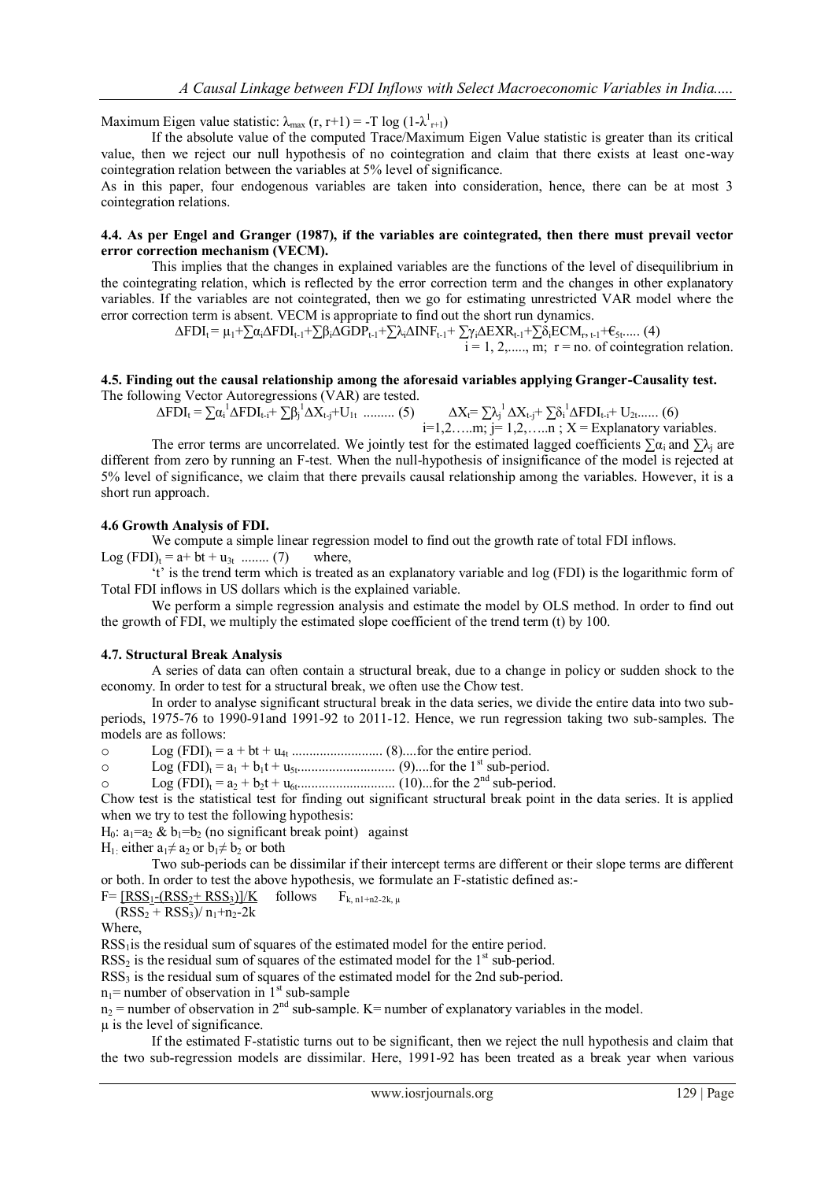Maximum Eigen value statistic: $\lambda_{max}$ (r, r+1) = -T log $(1-\lambda^{1}_{r+1})$

If the absolute value of the computed Trace/Maximum Eigen Value statistic is greater than its critical value, then we reject our null hypothesis of no cointegration and claim that there exists at least one-way cointegration relation between the variables at 5% level of significance.

As in this paper, four endogenous variables are taken into consideration, hence, there can be at most 3 cointegration relations.

#### 4.4. As per Engel and Granger (1987), if the variables are cointegrated, then there must prevail vector error correction mechanism (VECM).

This implies that the changes in explained variables are the functions of the level of disequilibrium in the cointegrating relation, which is reflected by the error correction term and the changes in other explanatory variables. If the variables are not cointegrated, then we go for estimating unrestricted VAR model where the error correction term is absent. VECM is appropriate to find out the short run dynamics.

$$\Delta FDI_t = \mu_1 + \sum\alpha_i \Delta FDI_{t-1} + \sum\beta_i \Delta GDP_{t-1} + \sum\lambda_i \Delta INF_{t-1} + \sum\gamma_i \Delta EXR_{t-1} + \sum\delta_i ECM_{r,\, t-1} + \epsilon_{5t} \ldots\ldots (4)$$

$i = 1, 2, \ldots\ldots, m$; r = no. of cointegration relation.

#### 4.5. Finding out the causal relationship among the aforesaid variables applying Granger-Causality test.

The following Vector Autoregressions (VAR) are tested.

$$\Delta FDI_t = \sum\alpha_i^1 \Delta FDI_{t-i} + \sum\beta_j^1 \Delta X_{t-j} + U_{1t} \ldots\ldots\ldots (5) \qquad \Delta X_t = \sum\lambda_j^1 \Delta X_{t-j} + \sum\delta_i^1 \Delta FDI_{t-i} + U_{2t} \ldots\ldots (6)$$

$i=1,2\ldots..m$; $j= 1,2,\ldots..n$ ; X = Explanatory variables.

The error terms are uncorrelated. We jointly test for the estimated lagged coefficients $\sum\alpha_i$ and $\sum\lambda_j$ are different from zero by running an F-test. When the null-hypothesis of insignificance of the model is rejected at 5% level of significance, we claim that there prevails causal relationship among the variables. However, it is a short run approach.

#### 4.6 Growth Analysis of FDI.

We compute a simple linear regression model to find out the growth rate of total FDI inflows.

$\text{Log}(FDI)_t = a + bt + u_{3t}$ ........ (7) where,

'$t$' is the trend term which is treated as an explanatory variable and log (FDI) is the logarithmic form of Total FDI inflows in US dollars which is the explained variable.

We perform a simple regression analysis and estimate the model by OLS method. In order to find out the growth of FDI, we multiply the estimated slope coefficient of the trend term (t) by 100.

#### 4.7. Structural Break Analysis

A series of data can often contain a structural break, due to a change in policy or sudden shock to the economy. In order to test for a structural break, we often use the Chow test.

In order to analyse significant structural break in the data series, we divide the entire data into two sub-periods, 1975-76 to 1990-91and 1991-92 to 2011-12. Hence, we run regression taking two sub-samples. The models are as follows:

- $\text{Log}(FDI)_t = a + bt + u_{4t}$ .......................... (8)....for the entire period.
- $\text{Log}(FDI)_t = a_1 + b_1 t + u_{5t}$........................... (9)....for the 1st sub-period.
- $\text{Log}(FDI)_t = a_2 + b_2 t + u_{6t}$........................... (10)...for the 2nd sub-period.

Chow test is the statistical test for finding out significant structural break point in the data series. It is applied when we try to test the following hypothesis:

$H_0$: $a_1=a_2$ & $b_1=b_2$ (no significant break point) against

$H_1$: either $a_1 \neq a_2$ or $b_1 \neq b_2$ or both

Two sub-periods can be dissimilar if their intercept terms are different or their slope terms are different or both. In order to test the above hypothesis, we formulate an F-statistic defined as:-

$$F = \frac{[RSS_1 - (RSS_2 + RSS_3)]/K}{(RSS_2 + RSS_3)/ n_1+n_2-2k} \quad \text{follows} \quad F_{k,\, n1+n2-2k,\, \mu}$$

Where,

$RSS_1$ is the residual sum of squares of the estimated model for the entire period.

$RSS_2$ is the residual sum of squares of the estimated model for the 1st sub-period.

$RSS_3$ is the residual sum of squares of the estimated model for the 2nd sub-period.

$n_1$ = number of observation in 1st sub-sample

$n_2$ = number of observation in 2nd sub-sample. K= number of explanatory variables in the model.

$\mu$ is the level of significance.

If the estimated F-statistic turns out to be significant, then we reject the null hypothesis and claim that the two sub-regression models are dissimilar. Here, 1991-92 has been treated as a break year when various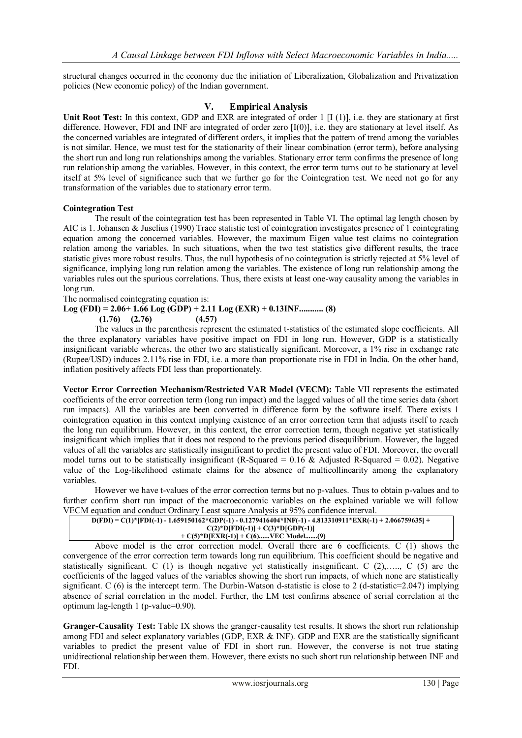structural changes occurred in the economy due the initiation of Liberalization, Globalization and Privatization policies (New economic policy) of the Indian government.

## V. Empirical Analysis

**Unit Root Test:** In this context, GDP and EXR are integrated of order 1 [I (1)], i.e. they are stationary at first difference. However, FDI and INF are integrated of order zero [I(0)], i.e. they are stationary at level itself. As the concerned variables are integrated of different orders, it implies that the pattern of trend among the variables is not similar. Hence, we must test for the stationarity of their linear combination (error term), before analysing the short run and long run relationships among the variables. Stationary error term confirms the presence of long run relationship among the variables. However, in this context, the error term turns out to be stationary at level itself at 5% level of significance such that we further go for the Cointegration test. We need not go for any transformation of the variables due to stationary error term.

**Cointegration Test**

The result of the cointegration test has been represented in Table VI. The optimal lag length chosen by AIC is 1. Johansen & Juselius (1990) Trace statistic test of cointegration investigates presence of 1 cointegrating equation among the concerned variables. However, the maximum Eigen value test claims no cointegration relation among the variables. In such situations, when the two test statistics give different results, the trace statistic gives more robust results. Thus, the null hypothesis of no cointegration is strictly rejected at 5% level of significance, implying long run relation among the variables. The existence of long run relationship among the variables rules out the spurious correlations. Thus, there exists at least one-way causality among the variables in long run.

The normalised cointegrating equation is:

**Log (FDI) = 2.06+ 1.66 Log (GDP) + 2.11 Log (EXR) + 0.13INF........... (8)**
**(1.76) (2.76) (4.57)**

The values in the parenthesis represent the estimated t-statistics of the estimated slope coefficients. All the three explanatory variables have positive impact on FDI in long run. However, GDP is a statistically insignificant variable whereas, the other two are statistically significant. Moreover, a 1% rise in exchange rate (Rupee/USD) induces 2.11% rise in FDI, i.e. a more than proportionate rise in FDI in India. On the other hand, inflation positively affects FDI less than proportionately.

**Vector Error Correction Mechanism/Restricted VAR Model (VECM):** Table VII represents the estimated coefficients of the error correction term (long run impact) and the lagged values of all the time series data (short run impacts). All the variables are been converted in difference form by the software itself. There exists 1 cointegration equation in this context implying existence of an error correction term that adjusts itself to reach the long run equilibrium. However, in this context, the error correction term, though negative yet statistically insignificant which implies that it does not respond to the previous period disequilibrium. However, the lagged values of all the variables are statistically insignificant to predict the present value of FDI. Moreover, the overall model turns out to be statistically insignificant (R-Squared = 0.16 & Adjusted R-Squared = 0.02). Negative value of the Log-likelihood estimate claims for the absence of multicollinearity among the explanatory variables.

However we have t-values of the error correction terms but no p-values. Thus to obtain p-values and to further confirm short run impact of the macroeconomic variables on the explained variable we will follow VECM equation and conduct Ordinary Least square Analysis at 95% confidence interval.

**D(FDI) = C(1)*[FDI(-1) - 1.659150162*GDP(-1) - 0.1279416404*INF(-1) - 4.813310911*EXR(-1) + 2.066759635] + C(2)*D[FDI(-1)] + C(3)*D[GDP(-1)] + C(5)*D[EXR(-1)] + C(6)......VEC Model.......(9)**

Above model is the error correction model. Overall there are 6 coefficients. C (1) shows the convergence of the error correction term towards long run equilibrium. This coefficient should be negative and statistically significant. C (1) is though negative yet statistically insignificant. C (2),….., C (5) are the coefficients of the lagged values of the variables showing the short run impacts, of which none are statistically significant. C (6) is the intercept term. The Durbin-Watson d-statistic is close to 2 (d-statistic=2.047) implying absence of serial correlation in the model. Further, the LM test confirms absence of serial correlation at the optimum lag-length 1 (p-value=0.90).

**Granger-Causality Test:** Table IX shows the granger-causality test results. It shows the short run relationship among FDI and select explanatory variables (GDP, EXR & INF). GDP and EXR are the statistically significant variables to predict the present value of FDI in short run. However, the converse is not true stating unidirectional relationship between them. However, there exists no such short run relationship between INF and FDI.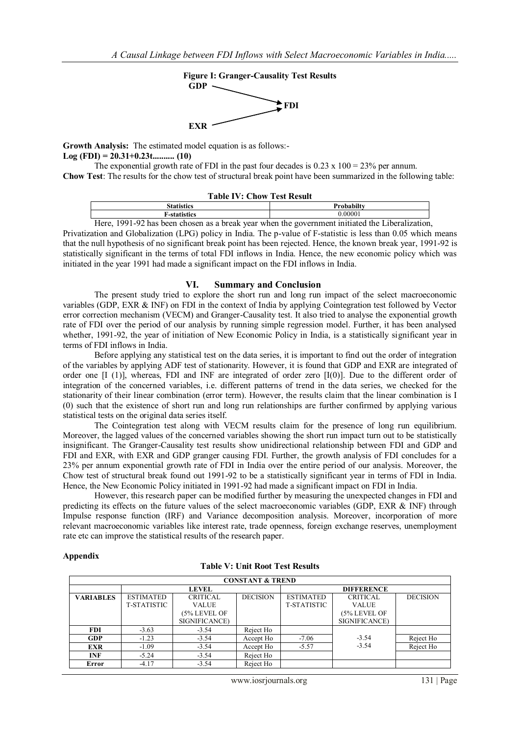**Figure I: Granger-Causality Test Results**

GDP → FDI

EXR → FDI

**Growth Analysis:** The estimated model equation is as follows:-

**Log (FDI) = 20.31+0.23t.......... (10)**

The exponential growth rate of FDI in the past four decades is 0.23 x 100 = 23% per annum.

**Chow Test**: The results for the chow test of structural break point have been summarized in the following table:

**Table IV: Chow Test Result**

| Statistics | Probabilty |
|---|---|
| F-statistics | 0.00001 |

Here, 1991-92 has been chosen as a break year when the government initiated the Liberalization, Privatization and Globalization (LPG) policy in India. The p-value of F-statistic is less than 0.05 which means that the null hypothesis of no significant break point has been rejected. Hence, the known break year, 1991-92 is statistically significant in the terms of total FDI inflows in India. Hence, the new economic policy which was initiated in the year 1991 had made a significant impact on the FDI inflows in India.

## VI. Summary and Conclusion

The present study tried to explore the short run and long run impact of the select macroeconomic variables (GDP, EXR & INF) on FDI in the context of India by applying Cointegration test followed by Vector error correction mechanism (VECM) and Granger-Causality test. It also tried to analyse the exponential growth rate of FDI over the period of our analysis by running simple regression model. Further, it has been analysed whether, 1991-92, the year of initiation of New Economic Policy in India, is a statistically significant year in terms of FDI inflows in India.

Before applying any statistical test on the data series, it is important to find out the order of integration of the variables by applying ADF test of stationarity. However, it is found that GDP and EXR are integrated of order one [I (1)], whereas, FDI and INF are integrated of order zero [I(0)]. Due to the different order of integration of the concerned variables, i.e. different patterns of trend in the data series, we checked for the stationarity of their linear combination (error term). However, the results claim that the linear combination is I (0) such that the existence of short run and long run relationships are further confirmed by applying various statistical tests on the original data series itself.

The Cointegration test along with VECM results claim for the presence of long run equilibrium. Moreover, the lagged values of the concerned variables showing the short run impact turn out to be statistically insignificant. The Granger-Causality test results show unidirectional relationship between FDI and GDP and FDI and EXR, with EXR and GDP granger causing FDI. Further, the growth analysis of FDI concludes for a 23% per annum exponential growth rate of FDI in India over the entire period of our analysis. Moreover, the Chow test of structural break found out 1991-92 to be a statistically significant year in terms of FDI in India. Hence, the New Economic Policy initiated in 1991-92 had made a significant impact on FDI in India.

However, this research paper can be modified further by measuring the unexpected changes in FDI and predicting its effects on the future values of the select macroeconomic variables (GDP, EXR & INF) through Impulse response function (IRF) and Variance decomposition analysis. Moreover, incorporation of more relevant macroeconomic variables like interest rate, trade openness, foreign exchange reserves, unemployment rate etc can improve the statistical results of the research paper.

**Appendix**

**Table V: Unit Root Test Results**

| CONSTANT & TREND | | | | | | |
|---|---|---|---|---|---|---|
| | LEVEL | | | DIFFERENCE | | |
| VARIABLES | ESTIMATED T-STATISTIC | CRITICAL VALUE (5% LEVEL OF SIGNIFICANCE) | DECISION | ESTIMATED T-STATISTIC | CRITICAL VALUE (5% LEVEL OF SIGNIFICANCE) | DECISION |
| FDI | -3.63 | -3.54 | Reject Ho | | | |
| GDP | -1.23 | -3.54 | Accept Ho | -7.06 | -3.54 | Reject Ho |
| EXR | -1.09 | -3.54 | Accept Ho | -5.57 | -3.54 | Reject Ho |
| INF | -5.24 | -3.54 | Reject Ho | | | |
| Error | -4.17 | -3.54 | Reject Ho | | | |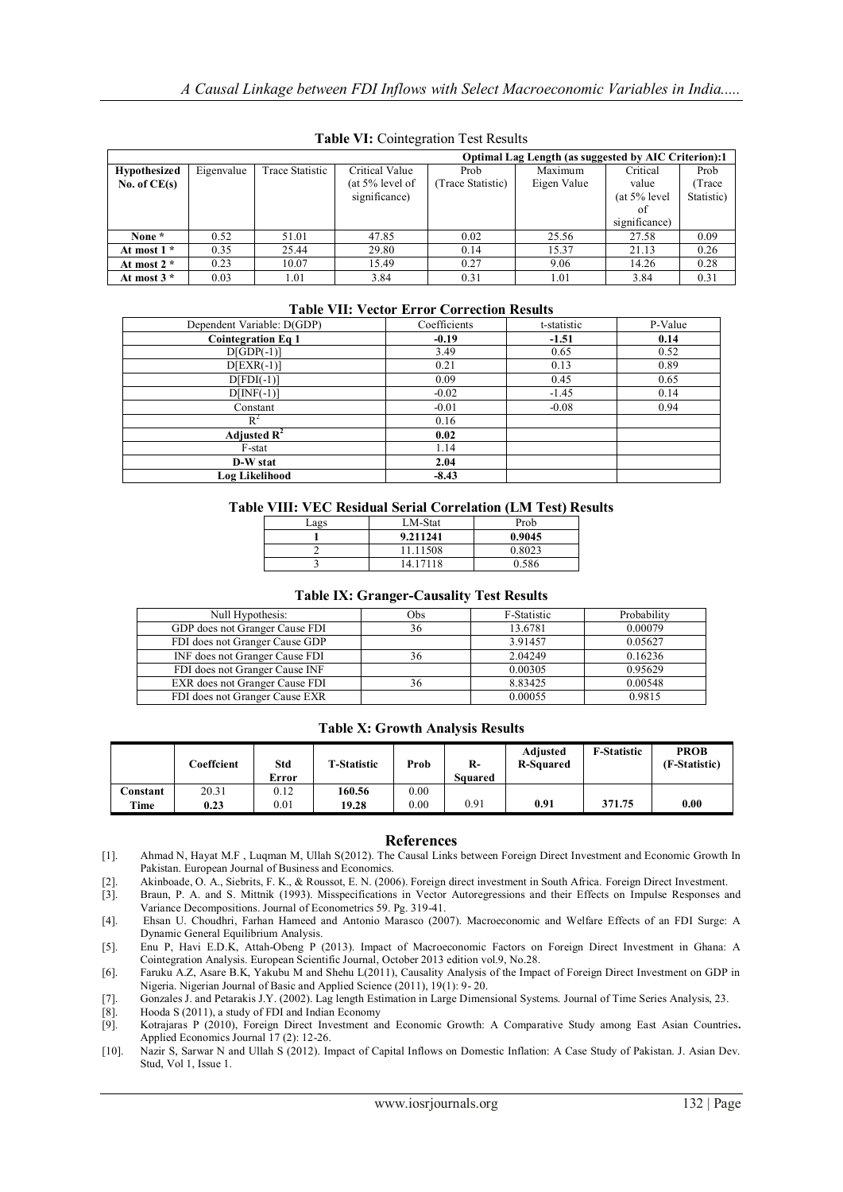**Table VI:** Cointegration Test Results

| | | | | | Optimal Lag Length (as suggested by AIC Criterion):1 | | |
|---|---|---|---|---|---|---|---|
| **Hypothesized No. of CE(s)** | Eigenvalue | Trace Statistic | Critical Value (at 5% level of significance) | Prob (Trace Statistic) | Maximum Eigen Value | Critical value (at 5% level of significance) | Prob (Trace Statistic) |
| **None *** | 0.52 | 51.01 | 47.85 | 0.02 | 25.56 | 27.58 | 0.09 |
| **At most 1 *** | 0.35 | 25.44 | 29.80 | 0.14 | 15.37 | 21.13 | 0.26 |
| **At most 2 *** | 0.23 | 10.07 | 15.49 | 0.27 | 9.06 | 14.26 | 0.28 |
| **At most 3 *** | 0.03 | 1.01 | 3.84 | 0.31 | 1.01 | 3.84 | 0.31 |

**Table VII: Vector Error Correction Results**

| Dependent Variable: D(GDP) | Coefficients | t-statistic | P-Value |
|---|---|---|---|
| **Cointegration Eq 1** | **-0.19** | **-1.51** | **0.14** |
| D[GDP(-1)] | 3.49 | 0.65 | 0.52 |
| D[EXR(-1)] | 0.21 | 0.13 | 0.89 |
| D[FDI(-1)] | 0.09 | 0.45 | 0.65 |
| D[INF(-1)] | -0.02 | -1.45 | 0.14 |
| Constant | -0.01 | -0.08 | 0.94 |
| $R^2$ | 0.16 | | |
| **Adjusted $R^2$** | **0.02** | | |
| F-stat | 1.14 | | |
| **D-W stat** | **2.04** | | |
| **Log Likelihood** | **-8.43** | | |

**Table VIII: VEC Residual Serial Correlation (LM Test) Results**

| Lags | LM-Stat | Prob |
|---|---|---|
| **1** | **9.211241** | **0.9045** |
| 2 | 11.11508 | 0.8023 |
| 3 | 14.17118 | 0.586 |

**Table IX: Granger-Causality Test Results**

| Null Hypothesis: | Obs | F-Statistic | Probability |
|---|---|---|---|
| GDP does not Granger Cause FDI | 36 | 13.6781 | 0.00079 |
| FDI does not Granger Cause GDP | | 3.91457 | 0.05627 |
| INF does not Granger Cause FDI | 36 | 2.04249 | 0.16236 |
| FDI does not Granger Cause INF | | 0.00305 | 0.95629 |
| EXR does not Granger Cause FDI | 36 | 8.83425 | 0.00548 |
| FDI does not Granger Cause EXR | | 0.00055 | 0.9815 |

**Table X: Growth Analysis Results**

| | Coeffcient | Std Error | T-Statistic | Prob | R-Squared | Adjusted R-Squared | F-Statistic | PROB (F-Statistic) |
|---|---|---|---|---|---|---|---|---|
| **Constant** | 20.31 | 0.12 | **160.56** | 0.00 | | | | |
| **Time** | **0.23** | 0.01 | 19.28 | 0.00 | 0.91 | **0.91** | 371.75 | **0.00** |

## References

[1]. Ahmad N, Hayat M.F , Luqman M, Ullah S(2012). The Causal Links between Foreign Direct Investment and Economic Growth In Pakistan. European Journal of Business and Economics.

[2]. Akinboade, O. A., Siebrits, F. K., & Roussot, E. N. (2006). Foreign direct investment in South Africa. Foreign Direct Investment.

[3]. Braun, P. A. and S. Mittnik (1993). Misspecifications in Vector Autoregressions and their Effects on Impulse Responses and Variance Decompositions. Journal of Econometrics 59. Pg. 319-41.

[4]. Ehsan U. Choudhri, Farhan Hameed and Antonio Marasco (2007). Macroeconomic and Welfare Effects of an FDI Surge: A Dynamic General Equilibrium Analysis.

[5]. Enu P, Havi E.D.K, Attah-Obeng P (2013). Impact of Macroeconomic Factors on Foreign Direct Investment in Ghana: A Cointegration Analysis. European Scientific Journal, October 2013 edition vol.9, No.28.

[6]. Faruku A.Z, Asare B.K, Yakubu M and Shehu L(2011), Causality Analysis of the Impact of Foreign Direct Investment on GDP in Nigeria. Nigerian Journal of Basic and Applied Science (2011), 19(1): 9- 20.

[7]. Gonzales J. and Petarakis J.Y. (2002). Lag length Estimation in Large Dimensional Systems. Journal of Time Series Analysis, 23.

[8]. Hooda S (2011), a study of FDI and Indian Economy

[9]. Kotrajaras P (2010), Foreign Direct Investment and Economic Growth: A Comparative Study among East Asian Countries**.** Applied Economics Journal 17 (2): 12-26.

[10]. Nazir S, Sarwar N and Ullah S (2012). Impact of Capital Inflows on Domestic Inflation: A Case Study of Pakistan. J. Asian Dev. Stud, Vol 1, Issue 1.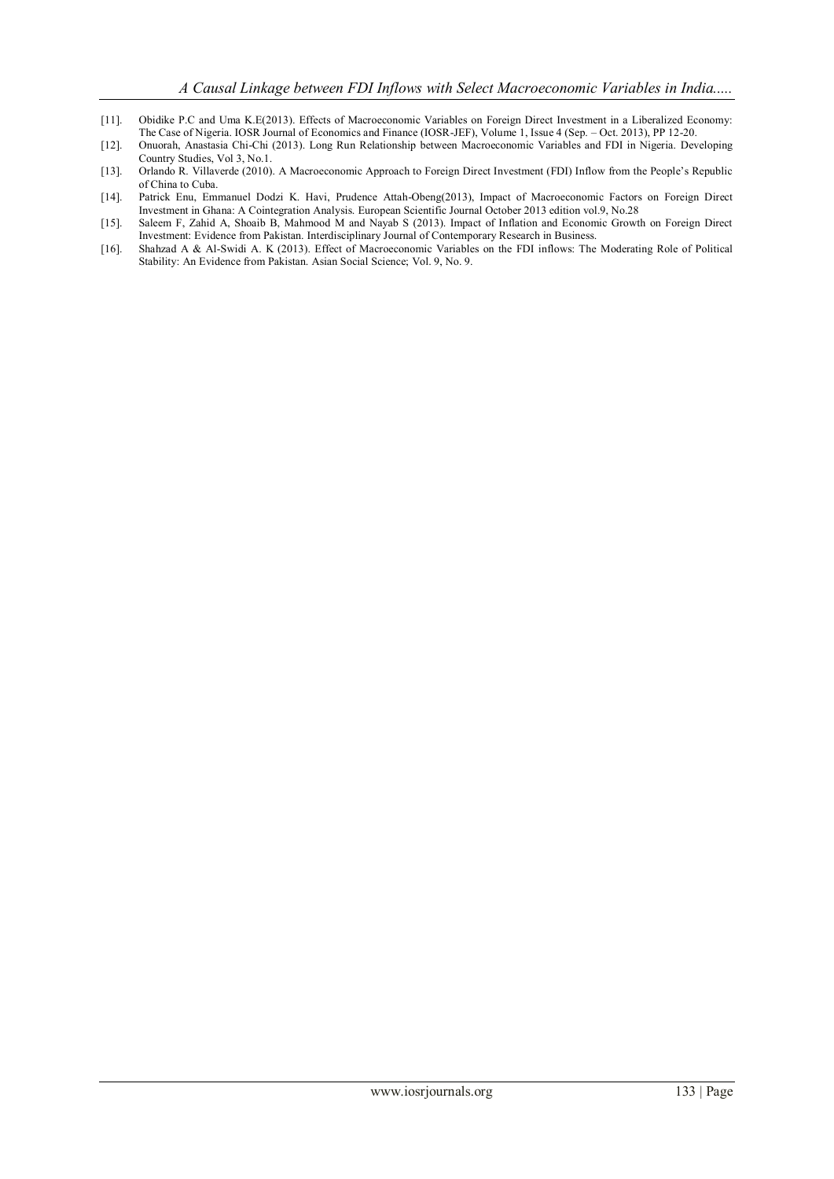[11]. Obidike P.C and Uma K.E(2013). Effects of Macroeconomic Variables on Foreign Direct Investment in a Liberalized Economy: The Case of Nigeria. IOSR Journal of Economics and Finance (IOSR-JEF), Volume 1, Issue 4 (Sep. – Oct. 2013), PP 12-20.

[12]. Onuorah, Anastasia Chi-Chi (2013). Long Run Relationship between Macroeconomic Variables and FDI in Nigeria. Developing Country Studies, Vol 3, No.1.

[13]. Orlando R. Villaverde (2010). A Macroeconomic Approach to Foreign Direct Investment (FDI) Inflow from the People's Republic of China to Cuba.

[14]. Patrick Enu, Emmanuel Dodzi K. Havi, Prudence Attah-Obeng(2013), Impact of Macroeconomic Factors on Foreign Direct Investment in Ghana: A Cointegration Analysis. European Scientific Journal October 2013 edition vol.9, No.28

[15]. Saleem F, Zahid A, Shoaib B, Mahmood M and Nayab S (2013). Impact of Inflation and Economic Growth on Foreign Direct Investment: Evidence from Pakistan. Interdisciplinary Journal of Contemporary Research in Business.

[16]. Shahzad A & Al-Swidi A. K (2013). Effect of Macroeconomic Variables on the FDI inflows: The Moderating Role of Political Stability: An Evidence from Pakistan. Asian Social Science; Vol. 9, No. 9.